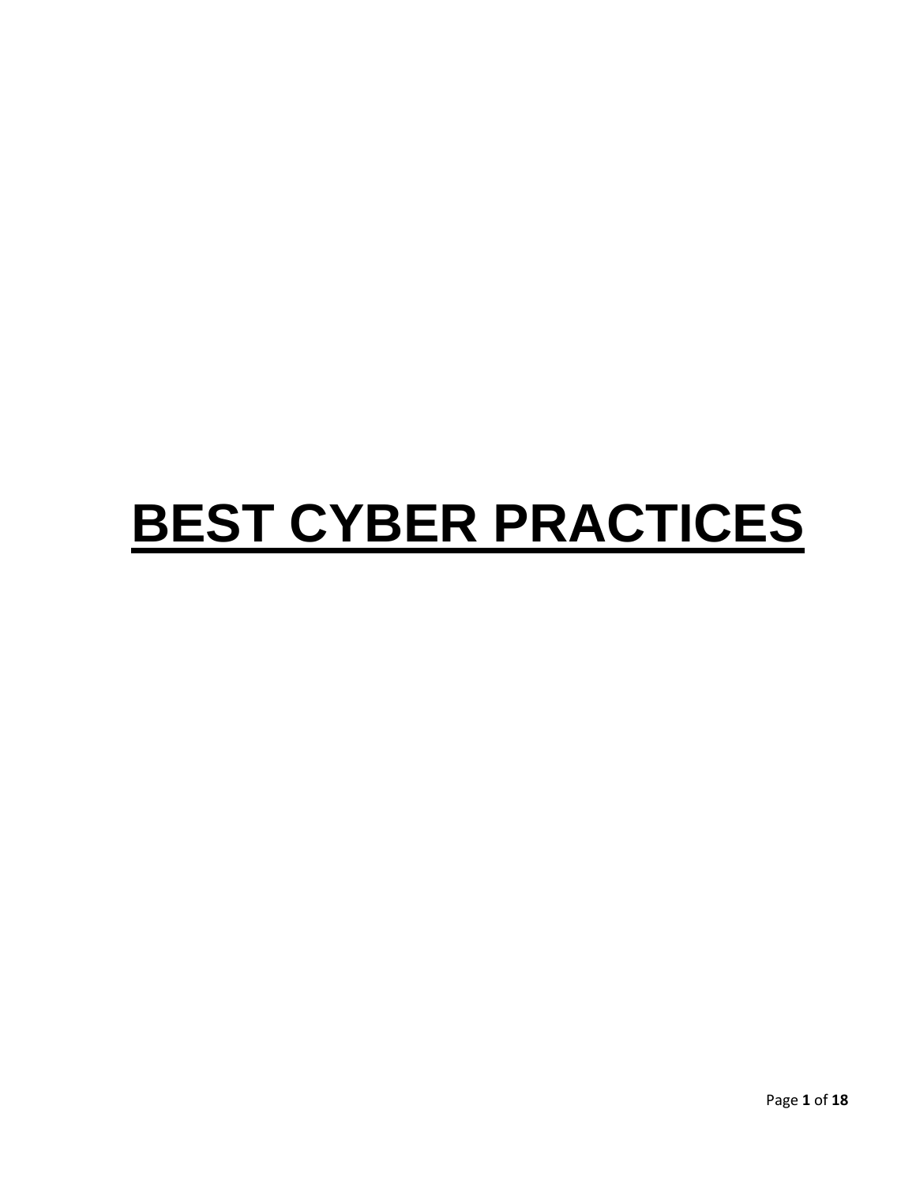# BEST CYBER PRACTICES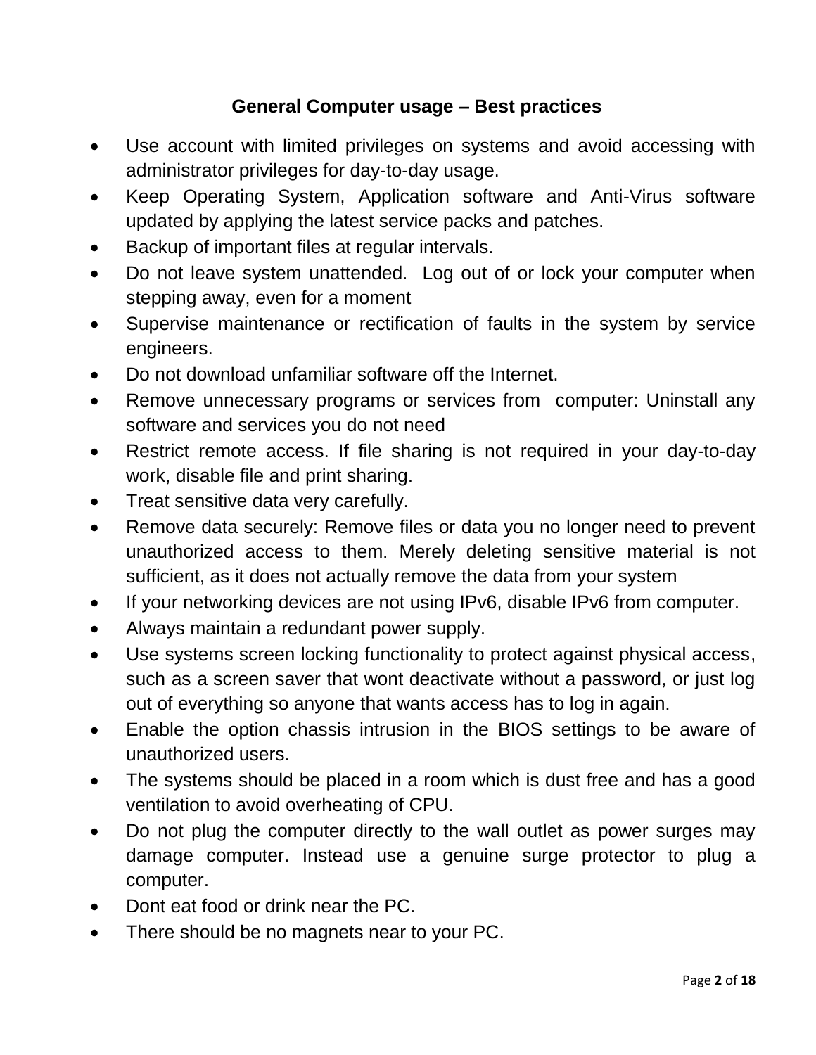## General Computer usage – Best practices

- Use account with limited privileges on systems and avoid accessing with administrator privileges for day-to-day usage.
- Keep Operating System, Application software and Anti-Virus software updated by applying the latest service packs and patches.
- Backup of important files at regular intervals.
- Do not leave system unattended. Log out of or lock your computer when stepping away, even for a moment
- Supervise maintenance or rectification of faults in the system by service engineers.
- Do not download unfamiliar software off the Internet.
- Remove unnecessary programs or services from computer: Uninstall any software and services you do not need
- Restrict remote access. If file sharing is not required in your day-to-day work, disable file and print sharing.
- Treat sensitive data very carefully.
- Remove data securely: Remove files or data you no longer need to prevent unauthorized access to them. Merely deleting sensitive material is not sufficient, as it does not actually remove the data from your system
- If your networking devices are not using IPv6, disable IPv6 from computer.
- Always maintain a redundant power supply.
- Use systems screen locking functionality to protect against physical access, such as a screen saver that wont deactivate without a password, or just log out of everything so anyone that wants access has to log in again.
- Enable the option chassis intrusion in the BIOS settings to be aware of unauthorized users.
- The systems should be placed in a room which is dust free and has a good ventilation to avoid overheating of CPU.
- Do not plug the computer directly to the wall outlet as power surges may damage computer. Instead use a genuine surge protector to plug a computer.
- Dont eat food or drink near the PC.
- There should be no magnets near to your PC.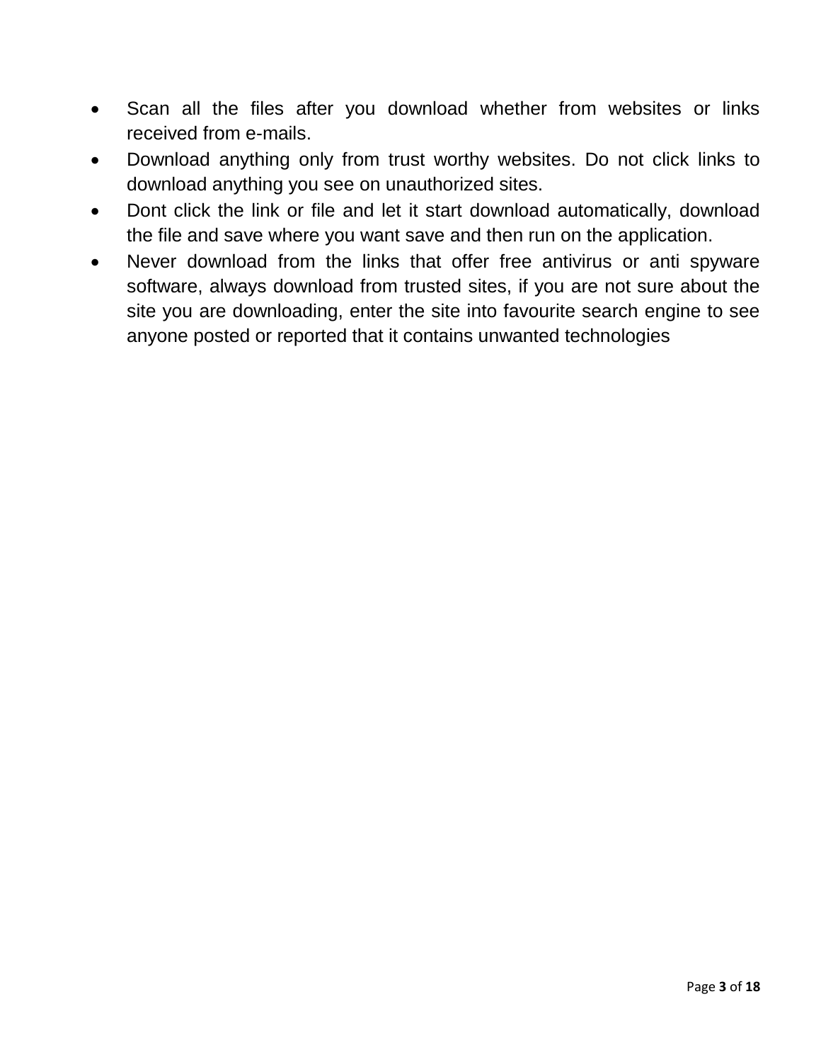- Scan all the files after you download whether from websites or links received from e-mails.
- Download anything only from trust worthy websites. Do not click links to download anything you see on unauthorized sites.
- Dont click the link or file and let it start download automatically, download the file and save where you want save and then run on the application.
- Never download from the links that offer free antivirus or anti spyware software, always download from trusted sites, if you are not sure about the site you are downloading, enter the site into favourite search engine to see anyone posted or reported that it contains unwanted technologies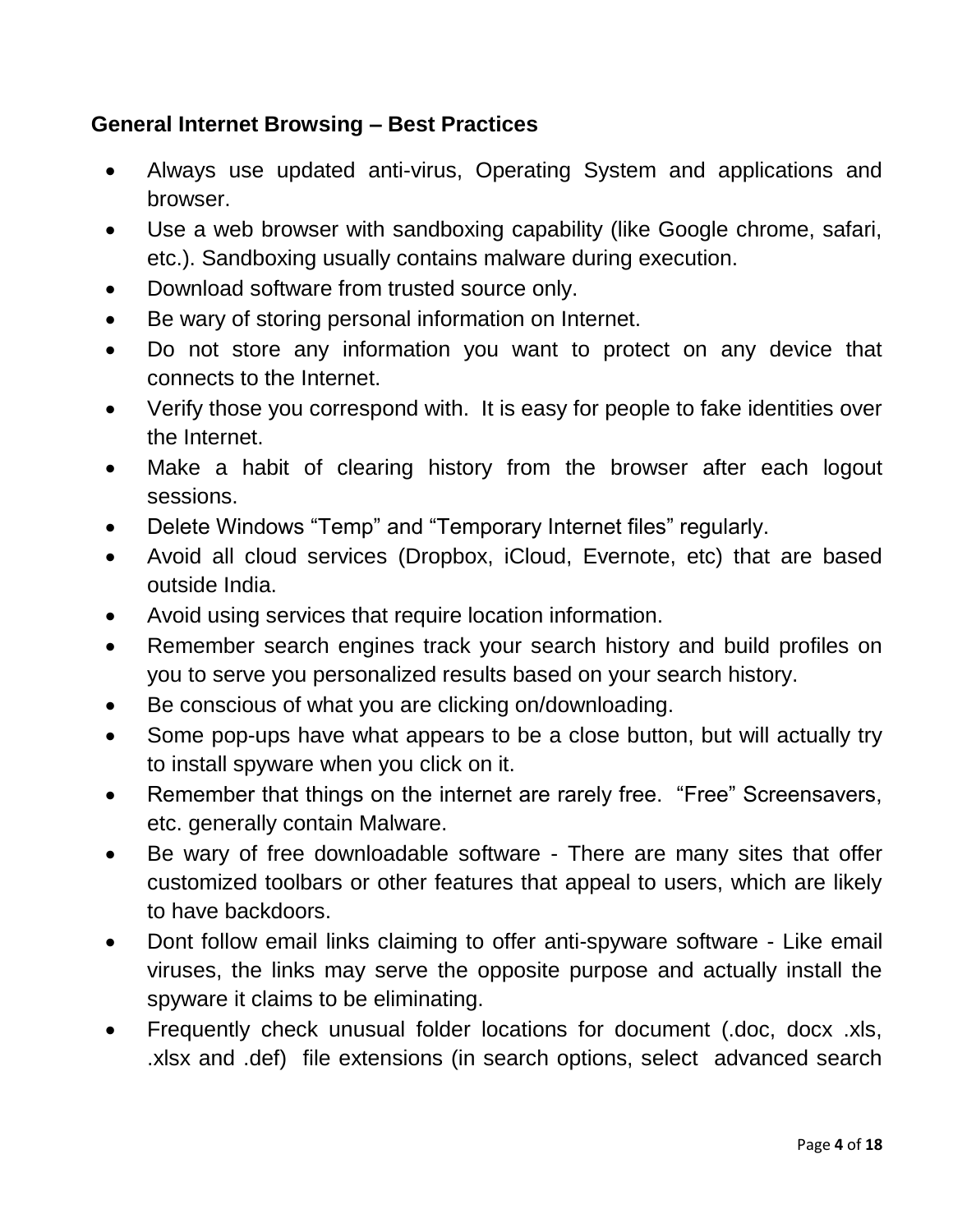**General Internet Browsing – Best Practices**

- Always use updated anti-virus, Operating System and applications and browser.
- Use a web browser with sandboxing capability (like Google chrome, safari, etc.). Sandboxing usually contains malware during execution.
- Download software from trusted source only.
- Be wary of storing personal information on Internet.
- Do not store any information you want to protect on any device that connects to the Internet.
- Verify those you correspond with. It is easy for people to fake identities over the Internet.
- Make a habit of clearing history from the browser after each logout sessions.
- Delete Windows "Temp" and "Temporary Internet files" regularly.
- Avoid all cloud services (Dropbox, iCloud, Evernote, etc) that are based outside India.
- Avoid using services that require location information.
- Remember search engines track your search history and build profiles on you to serve you personalized results based on your search history.
- Be conscious of what you are clicking on/downloading.
- Some pop-ups have what appears to be a close button, but will actually try to install spyware when you click on it.
- Remember that things on the internet are rarely free. "Free" Screensavers, etc. generally contain Malware.
- Be wary of free downloadable software - There are many sites that offer customized toolbars or other features that appeal to users, which are likely to have backdoors.
- Dont follow email links claiming to offer anti-spyware software - Like email viruses, the links may serve the opposite purpose and actually install the spyware it claims to be eliminating.
- Frequently check unusual folder locations for document (.doc, docx .xls, .xlsx and .def) file extensions (in search options, select advanced search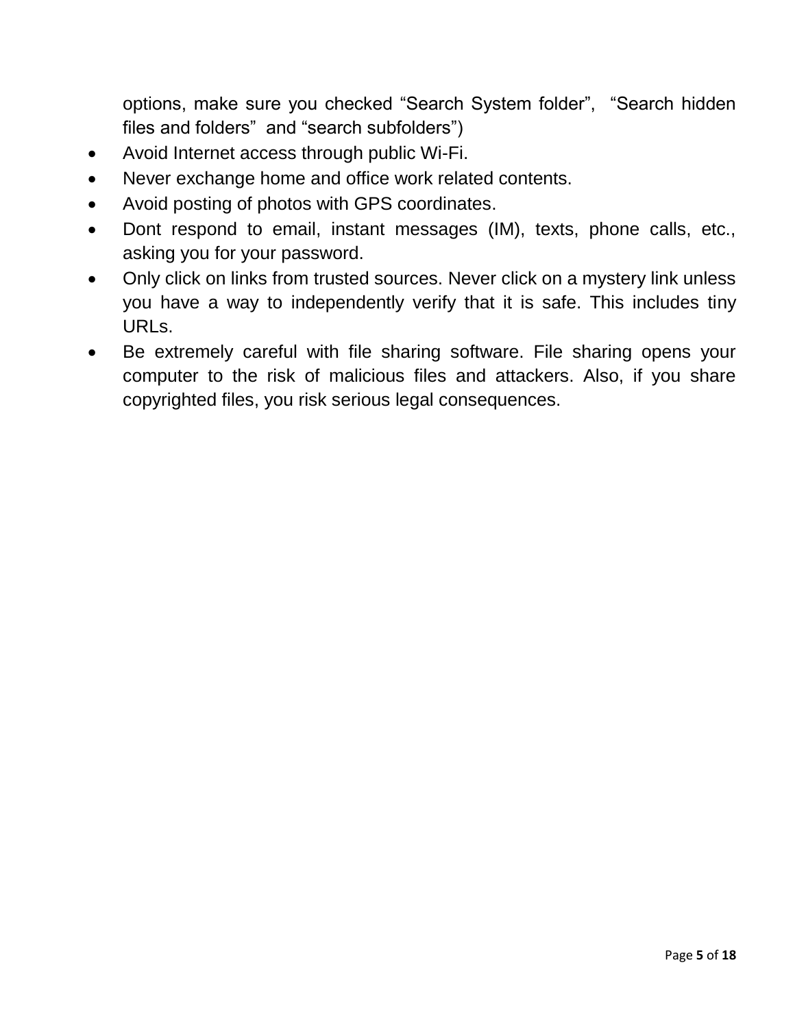options, make sure you checked “Search System folder”, “Search hidden files and folders” and “search subfolders”)

- Avoid Internet access through public Wi-Fi.
- Never exchange home and office work related contents.
- Avoid posting of photos with GPS coordinates.
- Dont respond to email, instant messages (IM), texts, phone calls, etc., asking you for your password.
- Only click on links from trusted sources. Never click on a mystery link unless you have a way to independently verify that it is safe. This includes tiny URLs.
- Be extremely careful with file sharing software. File sharing opens your computer to the risk of malicious files and attackers. Also, if you share copyrighted files, you risk serious legal consequences.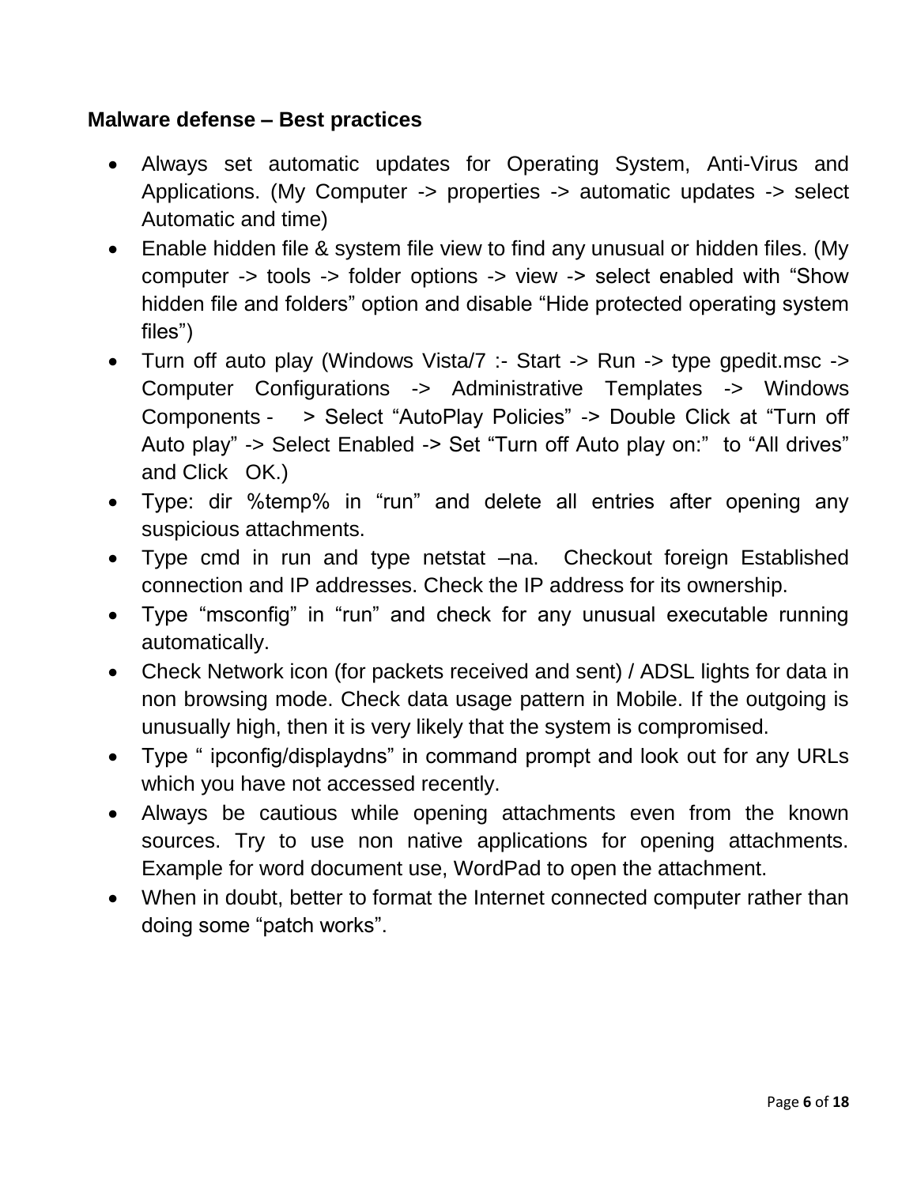**Malware defense – Best practices**

- Always set automatic updates for Operating System, Anti-Virus and Applications. (My Computer -> properties -> automatic updates -> select Automatic and time)
- Enable hidden file & system file view to find any unusual or hidden files. (My computer -> tools -> folder options -> view -> select enabled with "Show hidden file and folders" option and disable "Hide protected operating system files")
- Turn off auto play (Windows Vista/7 :- Start -> Run -> type gpedit.msc -> Computer Configurations -> Administrative Templates -> Windows Components - > Select "AutoPlay Policies" -> Double Click at "Turn off Auto play" -> Select Enabled -> Set "Turn off Auto play on:" to "All drives" and Click OK.)
- Type: dir %temp% in "run" and delete all entries after opening any suspicious attachments.
- Type cmd in run and type netstat –na. Checkout foreign Established connection and IP addresses. Check the IP address for its ownership.
- Type "msconfig" in "run" and check for any unusual executable running automatically.
- Check Network icon (for packets received and sent) / ADSL lights for data in non browsing mode. Check data usage pattern in Mobile. If the outgoing is unusually high, then it is very likely that the system is compromised.
- Type " ipconfig/displaydns" in command prompt and look out for any URLs which you have not accessed recently.
- Always be cautious while opening attachments even from the known sources. Try to use non native applications for opening attachments. Example for word document use, WordPad to open the attachment.
- When in doubt, better to format the Internet connected computer rather than doing some "patch works".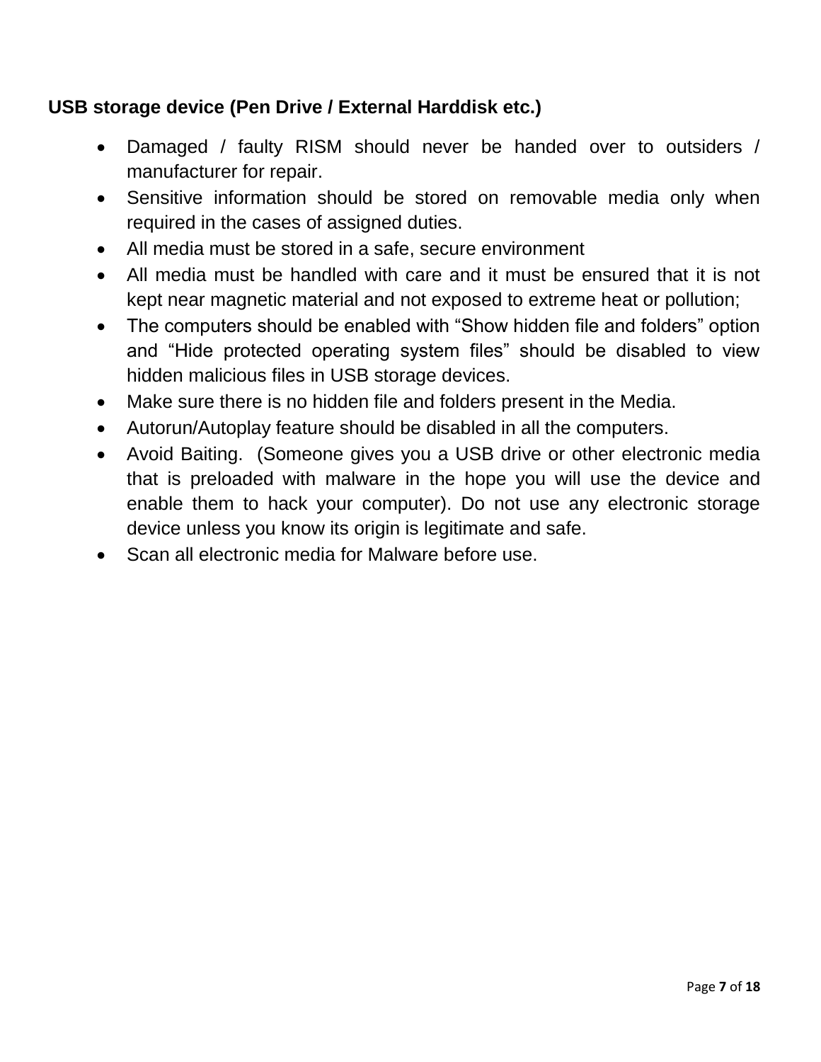**USB storage device (Pen Drive / External Harddisk etc.)**

- Damaged / faulty RISM should never be handed over to outsiders / manufacturer for repair.
- Sensitive information should be stored on removable media only when required in the cases of assigned duties.
- All media must be stored in a safe, secure environment
- All media must be handled with care and it must be ensured that it is not kept near magnetic material and not exposed to extreme heat or pollution;
- The computers should be enabled with "Show hidden file and folders" option and "Hide protected operating system files" should be disabled to view hidden malicious files in USB storage devices.
- Make sure there is no hidden file and folders present in the Media.
- Autorun/Autoplay feature should be disabled in all the computers.
- Avoid Baiting. (Someone gives you a USB drive or other electronic media that is preloaded with malware in the hope you will use the device and enable them to hack your computer). Do not use any electronic storage device unless you know its origin is legitimate and safe.
- Scan all electronic media for Malware before use.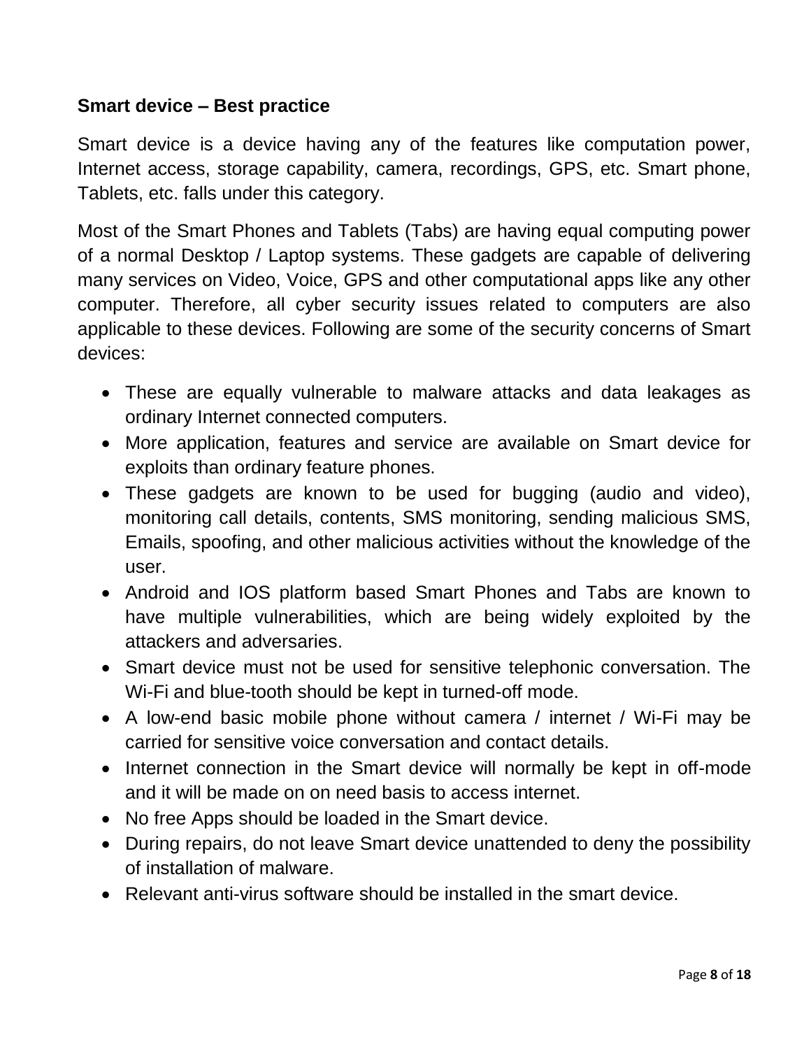**Smart device – Best practice**

Smart device is a device having any of the features like computation power, Internet access, storage capability, camera, recordings, GPS, etc. Smart phone, Tablets, etc. falls under this category.

Most of the Smart Phones and Tablets (Tabs) are having equal computing power of a normal Desktop / Laptop systems. These gadgets are capable of delivering many services on Video, Voice, GPS and other computational apps like any other computer. Therefore, all cyber security issues related to computers are also applicable to these devices. Following are some of the security concerns of Smart devices:

- These are equally vulnerable to malware attacks and data leakages as ordinary Internet connected computers.
- More application, features and service are available on Smart device for exploits than ordinary feature phones.
- These gadgets are known to be used for bugging (audio and video), monitoring call details, contents, SMS monitoring, sending malicious SMS, Emails, spoofing, and other malicious activities without the knowledge of the user.
- Android and IOS platform based Smart Phones and Tabs are known to have multiple vulnerabilities, which are being widely exploited by the attackers and adversaries.
- Smart device must not be used for sensitive telephonic conversation. The Wi-Fi and blue-tooth should be kept in turned-off mode.
- A low-end basic mobile phone without camera / internet / Wi-Fi may be carried for sensitive voice conversation and contact details.
- Internet connection in the Smart device will normally be kept in off-mode and it will be made on on need basis to access internet.
- No free Apps should be loaded in the Smart device.
- During repairs, do not leave Smart device unattended to deny the possibility of installation of malware.
- Relevant anti-virus software should be installed in the smart device.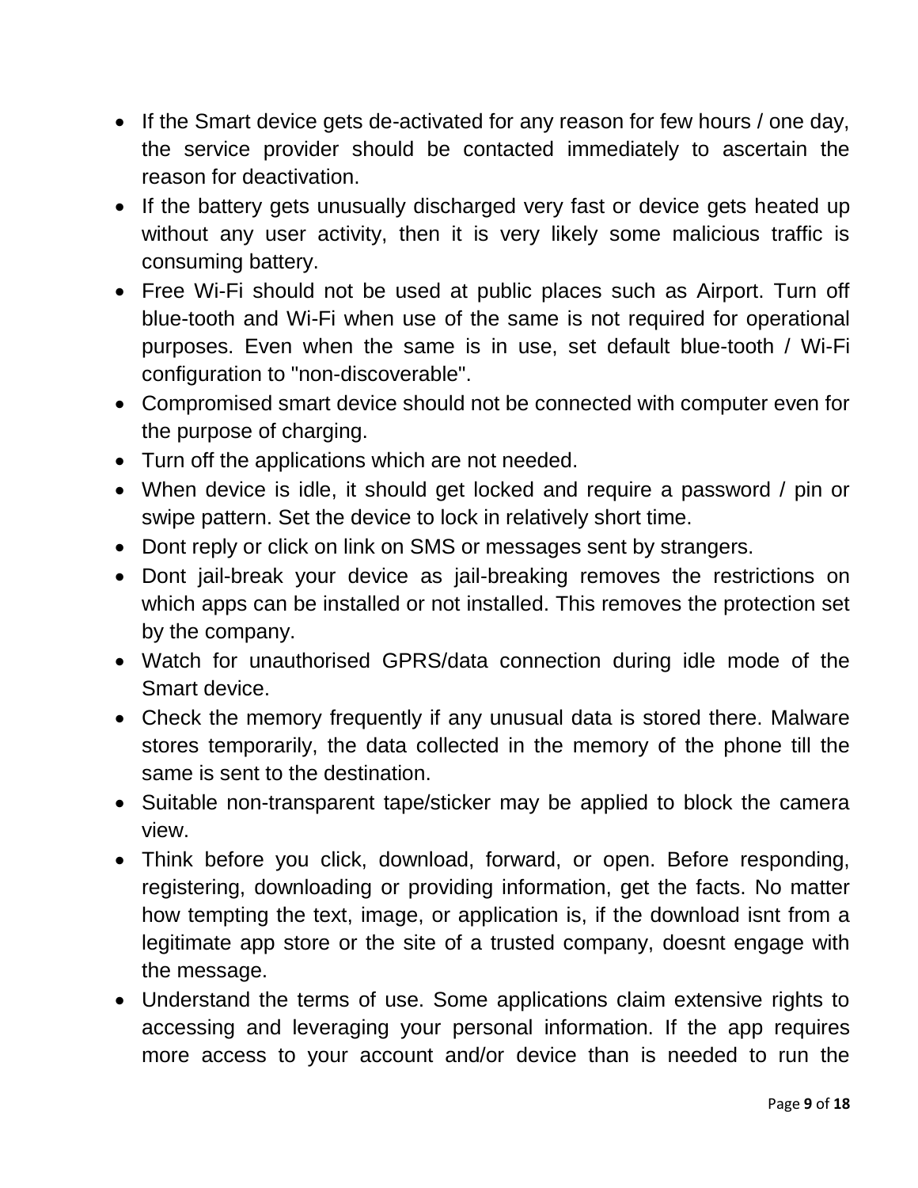- If the Smart device gets de-activated for any reason for few hours / one day, the service provider should be contacted immediately to ascertain the reason for deactivation.
- If the battery gets unusually discharged very fast or device gets heated up without any user activity, then it is very likely some malicious traffic is consuming battery.
- Free Wi-Fi should not be used at public places such as Airport. Turn off blue-tooth and Wi-Fi when use of the same is not required for operational purposes. Even when the same is in use, set default blue-tooth / Wi-Fi configuration to "non-discoverable".
- Compromised smart device should not be connected with computer even for the purpose of charging.
- Turn off the applications which are not needed.
- When device is idle, it should get locked and require a password / pin or swipe pattern. Set the device to lock in relatively short time.
- Dont reply or click on link on SMS or messages sent by strangers.
- Dont jail-break your device as jail-breaking removes the restrictions on which apps can be installed or not installed. This removes the protection set by the company.
- Watch for unauthorised GPRS/data connection during idle mode of the Smart device.
- Check the memory frequently if any unusual data is stored there. Malware stores temporarily, the data collected in the memory of the phone till the same is sent to the destination.
- Suitable non-transparent tape/sticker may be applied to block the camera view.
- Think before you click, download, forward, or open. Before responding, registering, downloading or providing information, get the facts. No matter how tempting the text, image, or application is, if the download isnt from a legitimate app store or the site of a trusted company, doesnt engage with the message.
- Understand the terms of use. Some applications claim extensive rights to accessing and leveraging your personal information. If the app requires more access to your account and/or device than is needed to run the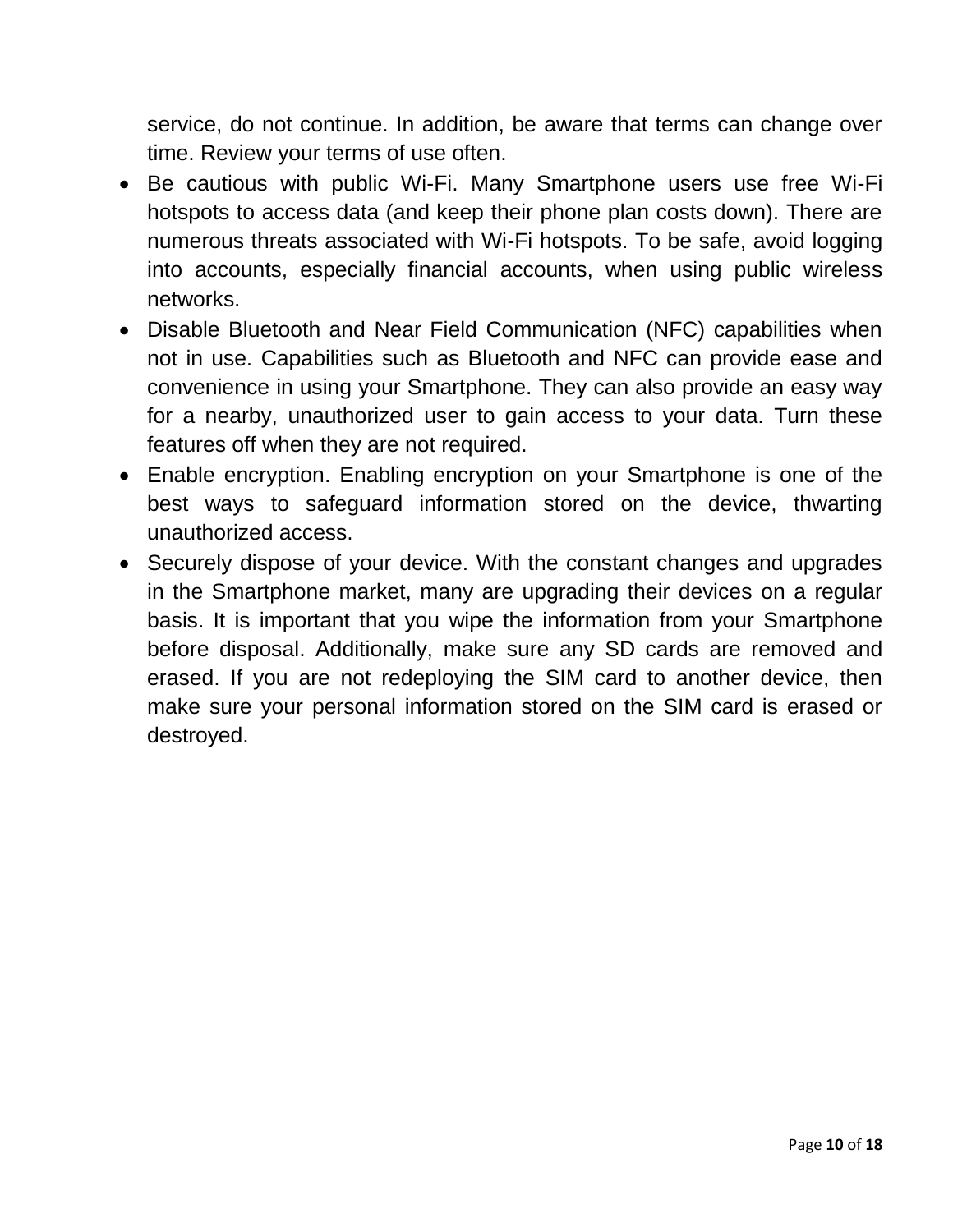service, do not continue. In addition, be aware that terms can change over time. Review your terms of use often.

- Be cautious with public Wi-Fi. Many Smartphone users use free Wi-Fi hotspots to access data (and keep their phone plan costs down). There are numerous threats associated with Wi-Fi hotspots. To be safe, avoid logging into accounts, especially financial accounts, when using public wireless networks.
- Disable Bluetooth and Near Field Communication (NFC) capabilities when not in use. Capabilities such as Bluetooth and NFC can provide ease and convenience in using your Smartphone. They can also provide an easy way for a nearby, unauthorized user to gain access to your data. Turn these features off when they are not required.
- Enable encryption. Enabling encryption on your Smartphone is one of the best ways to safeguard information stored on the device, thwarting unauthorized access.
- Securely dispose of your device. With the constant changes and upgrades in the Smartphone market, many are upgrading their devices on a regular basis. It is important that you wipe the information from your Smartphone before disposal. Additionally, make sure any SD cards are removed and erased. If you are not redeploying the SIM card to another device, then make sure your personal information stored on the SIM card is erased or destroyed.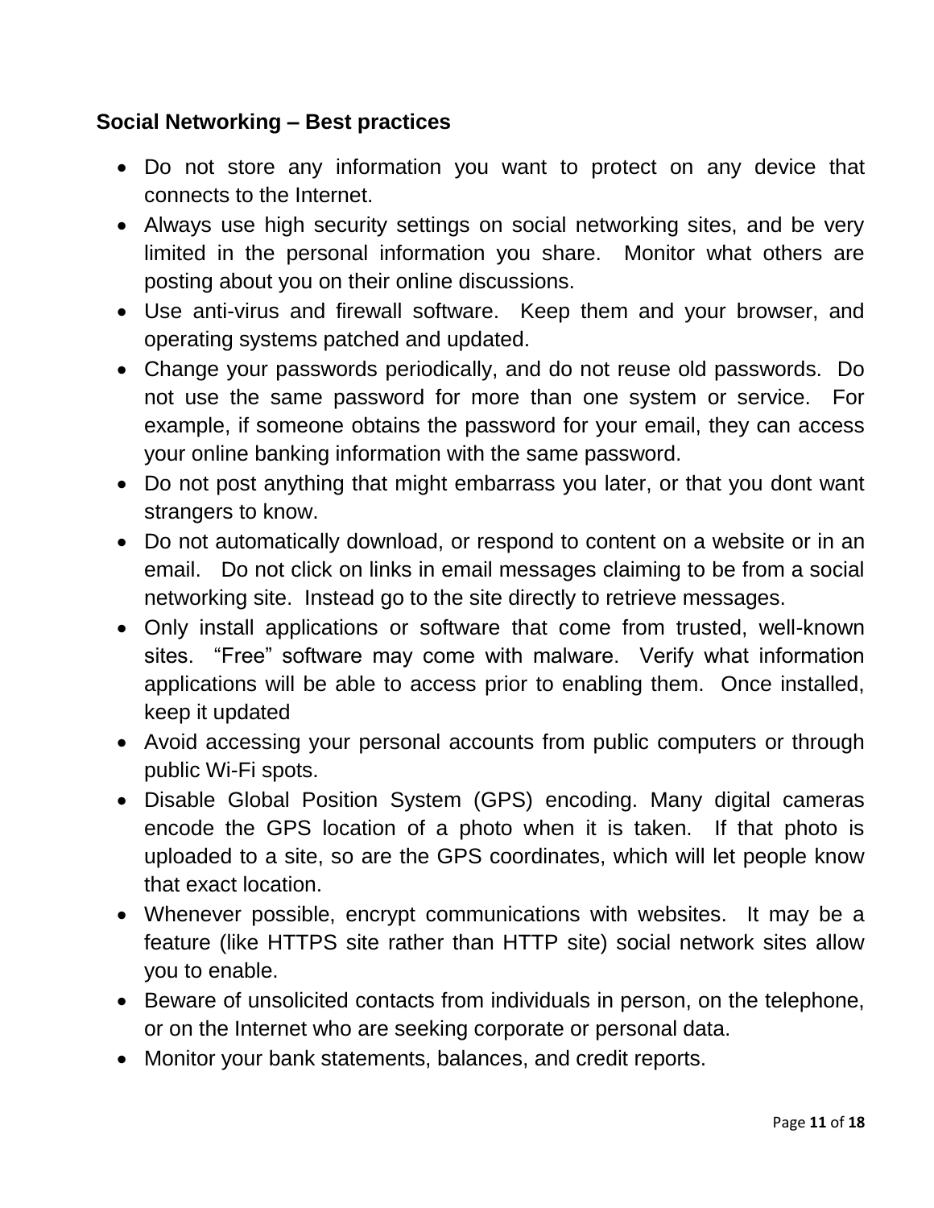**Social Networking – Best practices**

- Do not store any information you want to protect on any device that connects to the Internet.
- Always use high security settings on social networking sites, and be very limited in the personal information you share. Monitor what others are posting about you on their online discussions.
- Use anti-virus and firewall software. Keep them and your browser, and operating systems patched and updated.
- Change your passwords periodically, and do not reuse old passwords. Do not use the same password for more than one system or service. For example, if someone obtains the password for your email, they can access your online banking information with the same password.
- Do not post anything that might embarrass you later, or that you dont want strangers to know.
- Do not automatically download, or respond to content on a website or in an email. Do not click on links in email messages claiming to be from a social networking site. Instead go to the site directly to retrieve messages.
- Only install applications or software that come from trusted, well-known sites. “Free” software may come with malware. Verify what information applications will be able to access prior to enabling them. Once installed, keep it updated
- Avoid accessing your personal accounts from public computers or through public Wi-Fi spots.
- Disable Global Position System (GPS) encoding. Many digital cameras encode the GPS location of a photo when it is taken. If that photo is uploaded to a site, so are the GPS coordinates, which will let people know that exact location.
- Whenever possible, encrypt communications with websites. It may be a feature (like HTTPS site rather than HTTP site) social network sites allow you to enable.
- Beware of unsolicited contacts from individuals in person, on the telephone, or on the Internet who are seeking corporate or personal data.
- Monitor your bank statements, balances, and credit reports.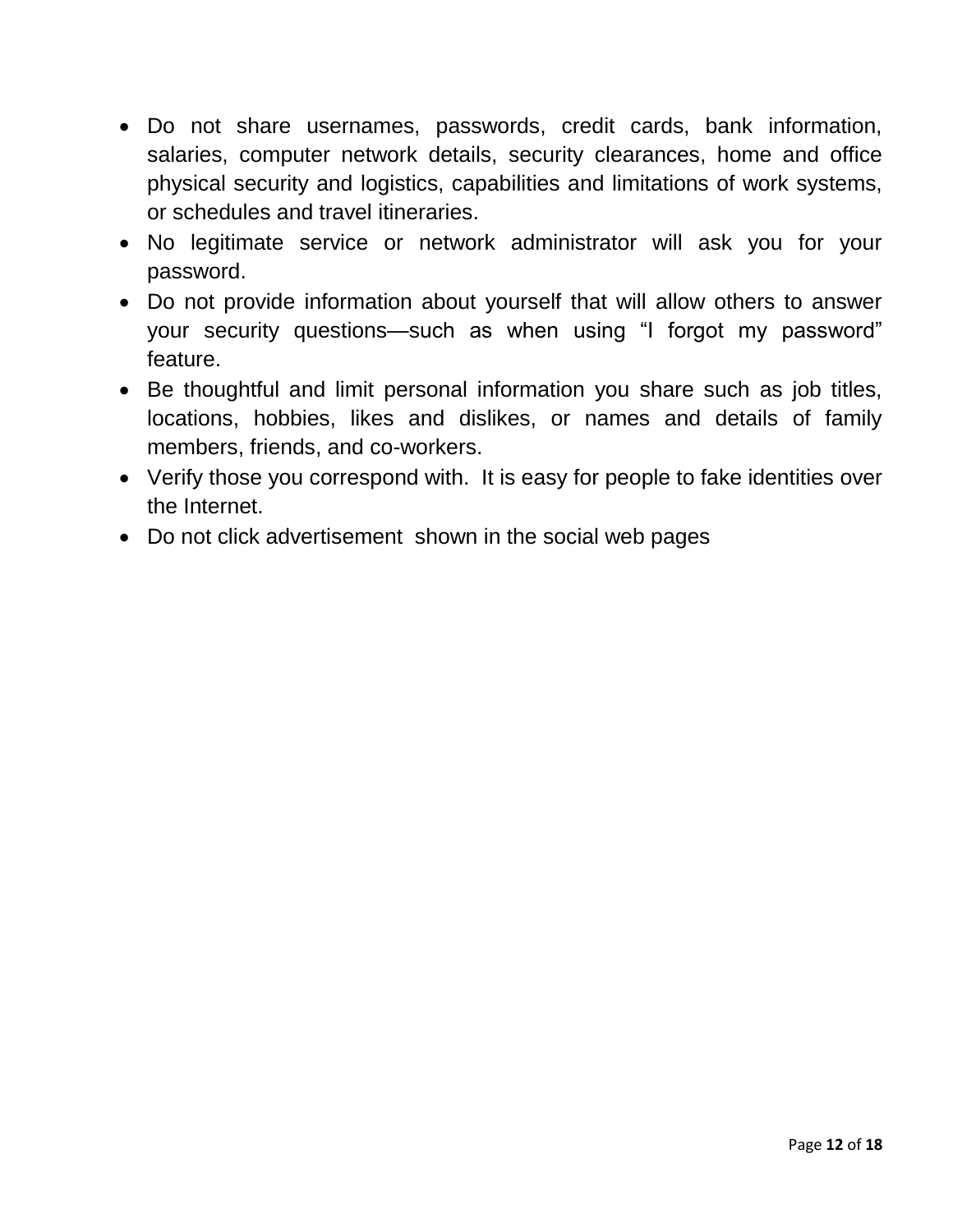- Do not share usernames, passwords, credit cards, bank information, salaries, computer network details, security clearances, home and office physical security and logistics, capabilities and limitations of work systems, or schedules and travel itineraries.
- No legitimate service or network administrator will ask you for your password.
- Do not provide information about yourself that will allow others to answer your security questions—such as when using "I forgot my password" feature.
- Be thoughtful and limit personal information you share such as job titles, locations, hobbies, likes and dislikes, or names and details of family members, friends, and co-workers.
- Verify those you correspond with. It is easy for people to fake identities over the Internet.
- Do not click advertisement shown in the social web pages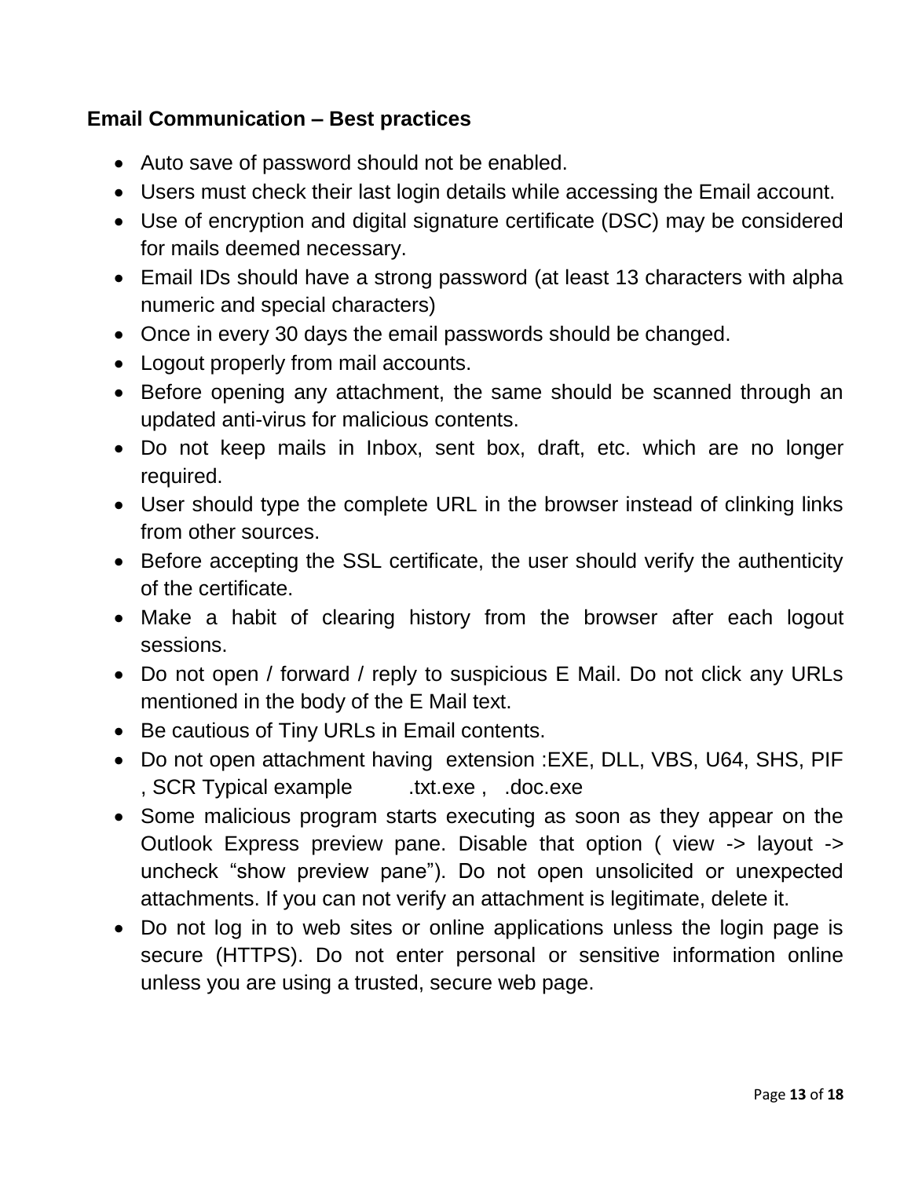**Email Communication – Best practices**

- Auto save of password should not be enabled.
- Users must check their last login details while accessing the Email account.
- Use of encryption and digital signature certificate (DSC) may be considered for mails deemed necessary.
- Email IDs should have a strong password (at least 13 characters with alpha numeric and special characters)
- Once in every 30 days the email passwords should be changed.
- Logout properly from mail accounts.
- Before opening any attachment, the same should be scanned through an updated anti-virus for malicious contents.
- Do not keep mails in Inbox, sent box, draft, etc. which are no longer required.
- User should type the complete URL in the browser instead of clinking links from other sources.
- Before accepting the SSL certificate, the user should verify the authenticity of the certificate.
- Make a habit of clearing history from the browser after each logout sessions.
- Do not open / forward / reply to suspicious E Mail. Do not click any URLs mentioned in the body of the E Mail text.
- Be cautious of Tiny URLs in Email contents.
- Do not open attachment having extension :EXE, DLL, VBS, U64, SHS, PIF , SCR Typical example .txt.exe , .doc.exe
- Some malicious program starts executing as soon as they appear on the Outlook Express preview pane. Disable that option ( view -> layout -> uncheck "show preview pane"). Do not open unsolicited or unexpected attachments. If you can not verify an attachment is legitimate, delete it.
- Do not log in to web sites or online applications unless the login page is secure (HTTPS). Do not enter personal or sensitive information online unless you are using a trusted, secure web page.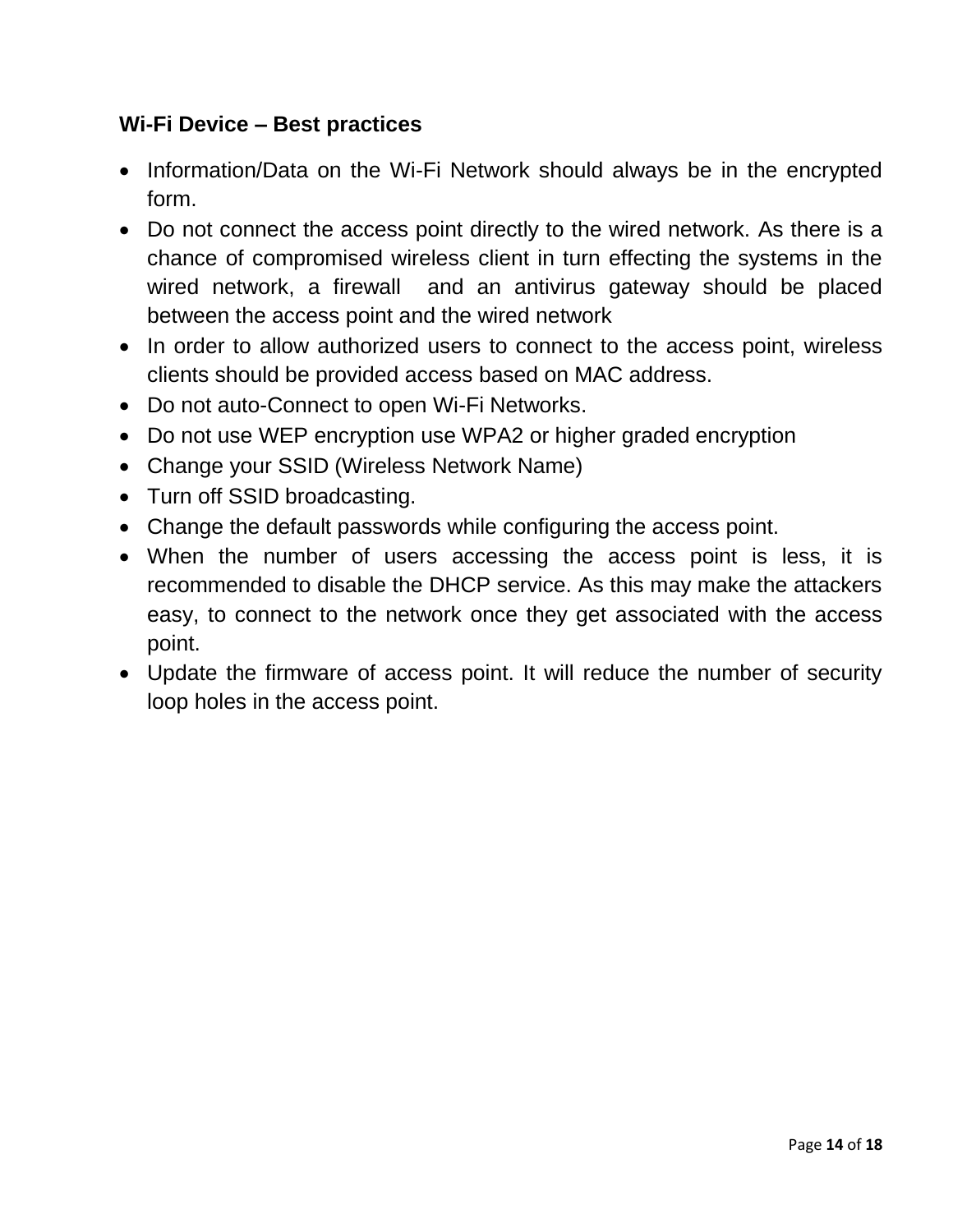### Wi-Fi Device – Best practices

- Information/Data on the Wi-Fi Network should always be in the encrypted form.
- Do not connect the access point directly to the wired network. As there is a chance of compromised wireless client in turn effecting the systems in the wired network, a firewall and an antivirus gateway should be placed between the access point and the wired network
- In order to allow authorized users to connect to the access point, wireless clients should be provided access based on MAC address.
- Do not auto-Connect to open Wi-Fi Networks.
- Do not use WEP encryption use WPA2 or higher graded encryption
- Change your SSID (Wireless Network Name)
- Turn off SSID broadcasting.
- Change the default passwords while configuring the access point.
- When the number of users accessing the access point is less, it is recommended to disable the DHCP service. As this may make the attackers easy, to connect to the network once they get associated with the access point.
- Update the firmware of access point. It will reduce the number of security loop holes in the access point.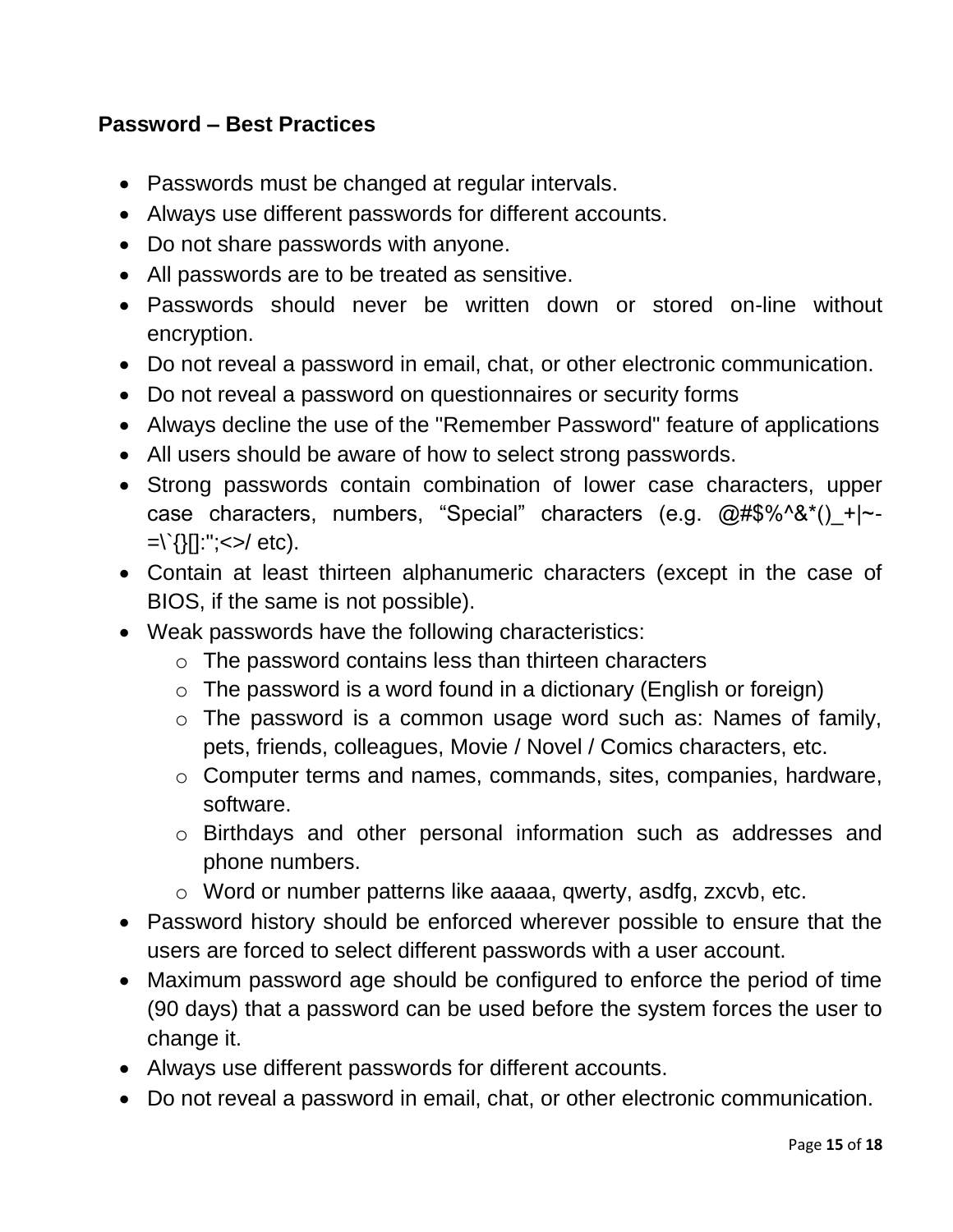**Password – Best Practices**

- Passwords must be changed at regular intervals.
- Always use different passwords for different accounts.
- Do not share passwords with anyone.
- All passwords are to be treated as sensitive.
- Passwords should never be written down or stored on-line without encryption.
- Do not reveal a password in email, chat, or other electronic communication.
- Do not reveal a password on questionnaires or security forms
- Always decline the use of the "Remember Password" feature of applications
- All users should be aware of how to select strong passwords.
- Strong passwords contain combination of lower case characters, upper case characters, numbers, “Special” characters (e.g. @#$%^&*()_+|~-=\`{}[]:";<>/ etc).
- Contain at least thirteen alphanumeric characters (except in the case of BIOS, if the same is not possible).
- Weak passwords have the following characteristics:
  - The password contains less than thirteen characters
  - The password is a word found in a dictionary (English or foreign)
  - The password is a common usage word such as: Names of family, pets, friends, colleagues, Movie / Novel / Comics characters, etc.
  - Computer terms and names, commands, sites, companies, hardware, software.
  - Birthdays and other personal information such as addresses and phone numbers.
  - Word or number patterns like aaaaa, qwerty, asdfg, zxcvb, etc.
- Password history should be enforced wherever possible to ensure that the users are forced to select different passwords with a user account.
- Maximum password age should be configured to enforce the period of time (90 days) that a password can be used before the system forces the user to change it.
- Always use different passwords for different accounts.
- Do not reveal a password in email, chat, or other electronic communication.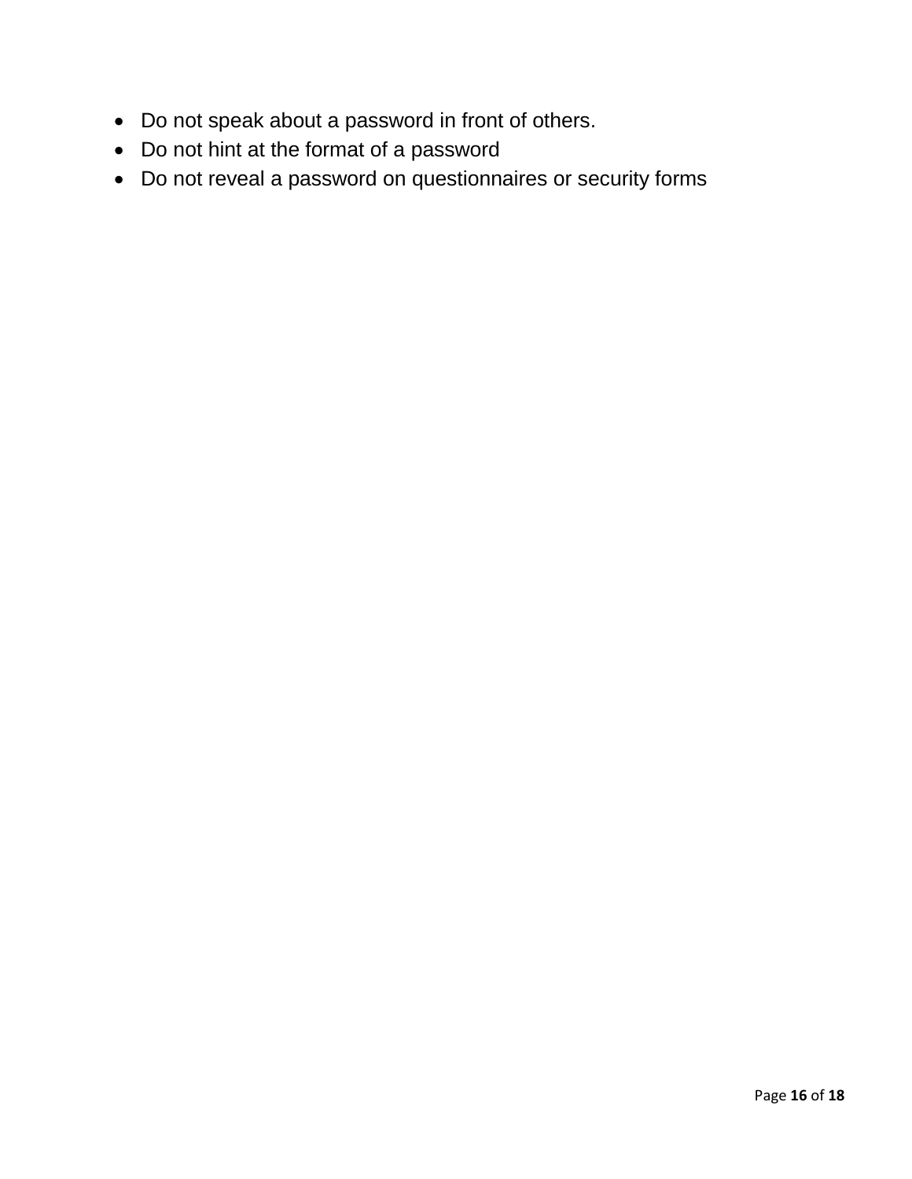- Do not speak about a password in front of others.
- Do not hint at the format of a password
- Do not reveal a password on questionnaires or security forms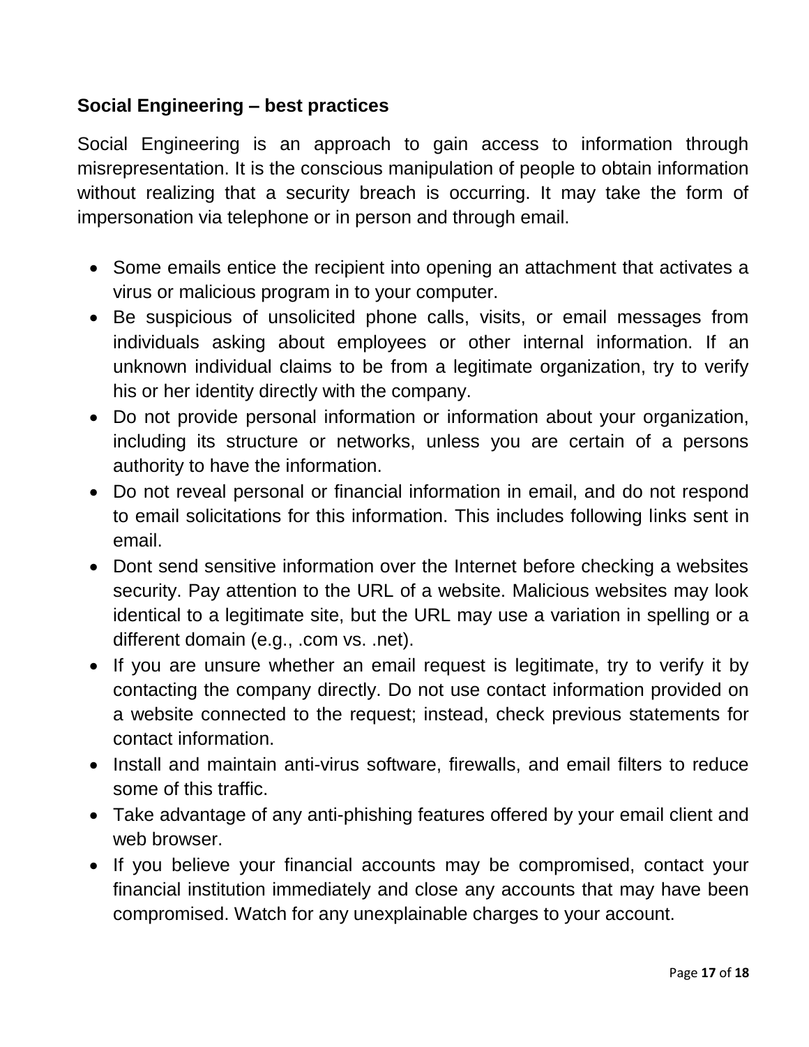## Social Engineering – best practices

Social Engineering is an approach to gain access to information through misrepresentation. It is the conscious manipulation of people to obtain information without realizing that a security breach is occurring. It may take the form of impersonation via telephone or in person and through email.

- Some emails entice the recipient into opening an attachment that activates a virus or malicious program in to your computer.
- Be suspicious of unsolicited phone calls, visits, or email messages from individuals asking about employees or other internal information. If an unknown individual claims to be from a legitimate organization, try to verify his or her identity directly with the company.
- Do not provide personal information or information about your organization, including its structure or networks, unless you are certain of a persons authority to have the information.
- Do not reveal personal or financial information in email, and do not respond to email solicitations for this information. This includes following links sent in email.
- Dont send sensitive information over the Internet before checking a websites security. Pay attention to the URL of a website. Malicious websites may look identical to a legitimate site, but the URL may use a variation in spelling or a different domain (e.g., .com vs. .net).
- If you are unsure whether an email request is legitimate, try to verify it by contacting the company directly. Do not use contact information provided on a website connected to the request; instead, check previous statements for contact information.
- Install and maintain anti-virus software, firewalls, and email filters to reduce some of this traffic.
- Take advantage of any anti-phishing features offered by your email client and web browser.
- If you believe your financial accounts may be compromised, contact your financial institution immediately and close any accounts that may have been compromised. Watch for any unexplainable charges to your account.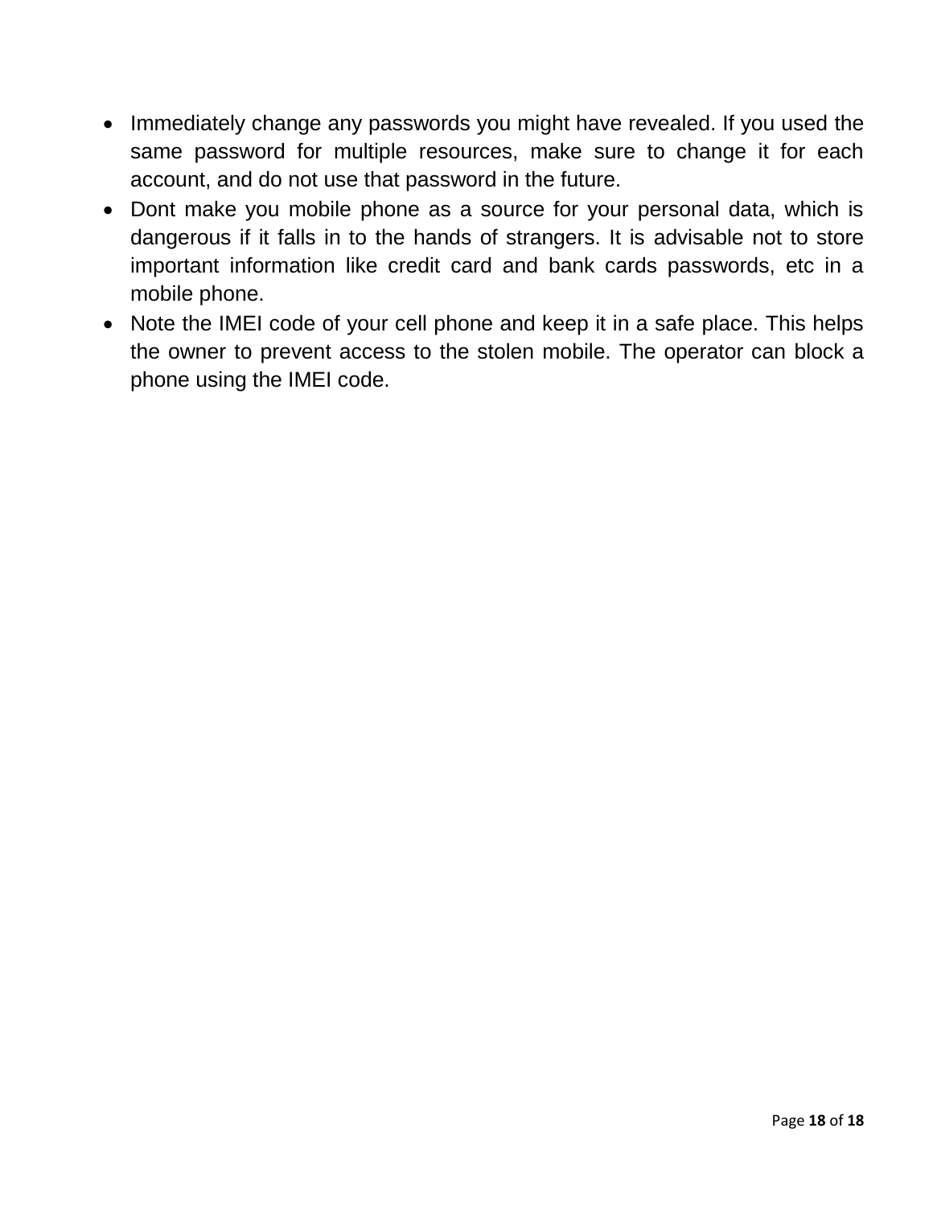- Immediately change any passwords you might have revealed. If you used the same password for multiple resources, make sure to change it for each account, and do not use that password in the future.
- Dont make you mobile phone as a source for your personal data, which is dangerous if it falls in to the hands of strangers. It is advisable not to store important information like credit card and bank cards passwords, etc in a mobile phone.
- Note the IMEI code of your cell phone and keep it in a safe place. This helps the owner to prevent access to the stolen mobile. The operator can block a phone using the IMEI code.